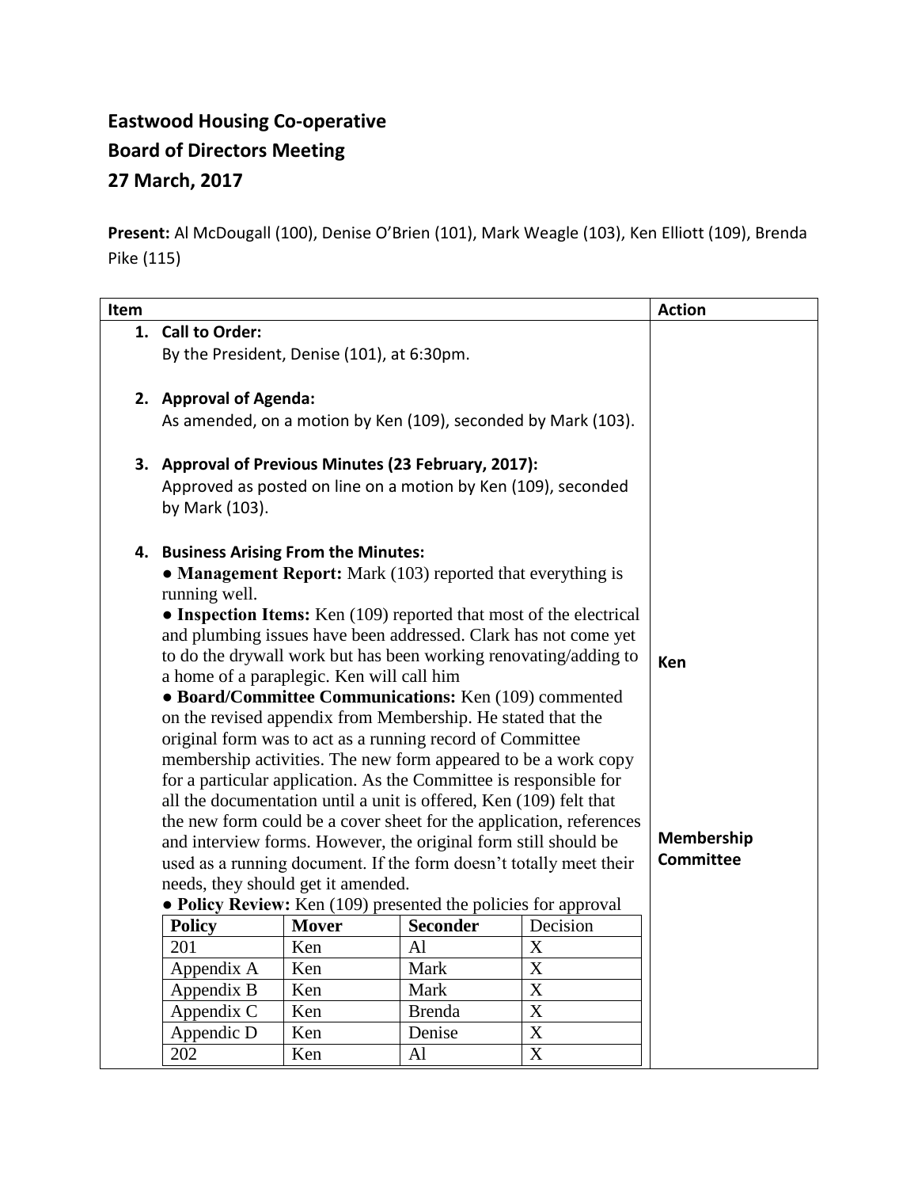**Eastwood Housing Co-operative**
**Board of Directors Meeting**
**27 March, 2017**

**Present:** Al McDougall (100), Denise O'Brien (101), Mark Weagle (103), Ken Elliott (109), Brenda Pike (115)

| Item | Action |
|---|---|
| **1. Call to Order:**<br>By the President, Denise (101), at 6:30pm. | |
| **2. Approval of Agenda:**<br>As amended, on a motion by Ken (109), seconded by Mark (103). | |
| **3. Approval of Previous Minutes (23 February, 2017):**<br>Approved as posted on line on a motion by Ken (109), seconded by Mark (103). | |
| **4. Business Arising From the Minutes:** | |
| ● **Management Report:** Mark (103) reported that everything is running well. | |
| ● **Inspection Items:** Ken (109) reported that most of the electrical and plumbing issues have been addressed. Clark has not come yet to do the drywall work but has been working renovating/adding to a home of a paraplegic. Ken will call him | **Ken** |
| ● **Board/Committee Communications:** Ken (109) commented on the revised appendix from Membership. He stated that the original form was to act as a running record of Committee membership activities. The new form appeared to be a work copy for a particular application. As the Committee is responsible for all the documentation until a unit is offered, Ken (109) felt that the new form could be a cover sheet for the application, references and interview forms. However, the original form still should be used as a running document. If the form doesn't totally meet their needs, they should get it amended. | **Membership Committee** |
| ● **Policy Review:** Ken (109) presented the policies for approval | |

| Policy | Mover | Seconder | Decision |
|---|---|---|---|
| 201 | Ken | Al | X |
| Appendix A | Ken | Mark | X |
| Appendix B | Ken | Mark | X |
| Appendix C | Ken | Brenda | X |
| Appendic D | Ken | Denise | X |
| 202 | Ken | Al | X |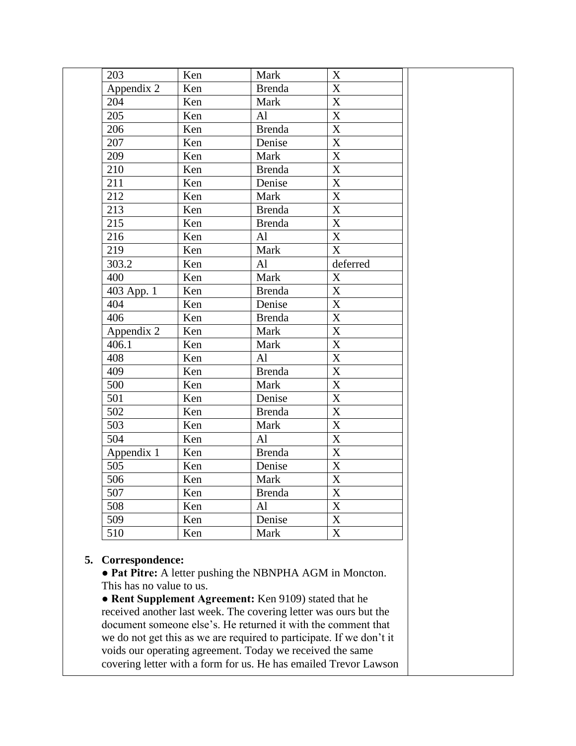| 203 | Ken | Mark | X |
|---|---|---|---|
| Appendix 2 | Ken | Brenda | X |
| 204 | Ken | Mark | X |
| 205 | Ken | Al | X |
| 206 | Ken | Brenda | X |
| 207 | Ken | Denise | X |
| 209 | Ken | Mark | X |
| 210 | Ken | Brenda | X |
| 211 | Ken | Denise | X |
| 212 | Ken | Mark | X |
| 213 | Ken | Brenda | X |
| 215 | Ken | Brenda | X |
| 216 | Ken | Al | X |
| 219 | Ken | Mark | X |
| 303.2 | Ken | Al | deferred |
| 400 | Ken | Mark | X |
| 403 App. 1 | Ken | Brenda | X |
| 404 | Ken | Denise | X |
| 406 | Ken | Brenda | X |
| Appendix 2 | Ken | Mark | X |
| 406.1 | Ken | Mark | X |
| 408 | Ken | Al | X |
| 409 | Ken | Brenda | X |
| 500 | Ken | Mark | X |
| 501 | Ken | Denise | X |
| 502 | Ken | Brenda | X |
| 503 | Ken | Mark | X |
| 504 | Ken | Al | X |
| Appendix 1 | Ken | Brenda | X |
| 505 | Ken | Denise | X |
| 506 | Ken | Mark | X |
| 507 | Ken | Brenda | X |
| 508 | Ken | Al | X |
| 509 | Ken | Denise | X |
| 510 | Ken | Mark | X |

5. **Correspondence:**
   - **Pat Pitre:** A letter pushing the NBNPHA AGM in Moncton. This has no value to us.
   - **Rent Supplement Agreement:** Ken 9109) stated that he received another last week. The covering letter was ours but the document someone else's. He returned it with the comment that we do not get this as we are required to participate. If we don't it voids our operating agreement. Today we received the same covering letter with a form for us. He has emailed Trevor Lawson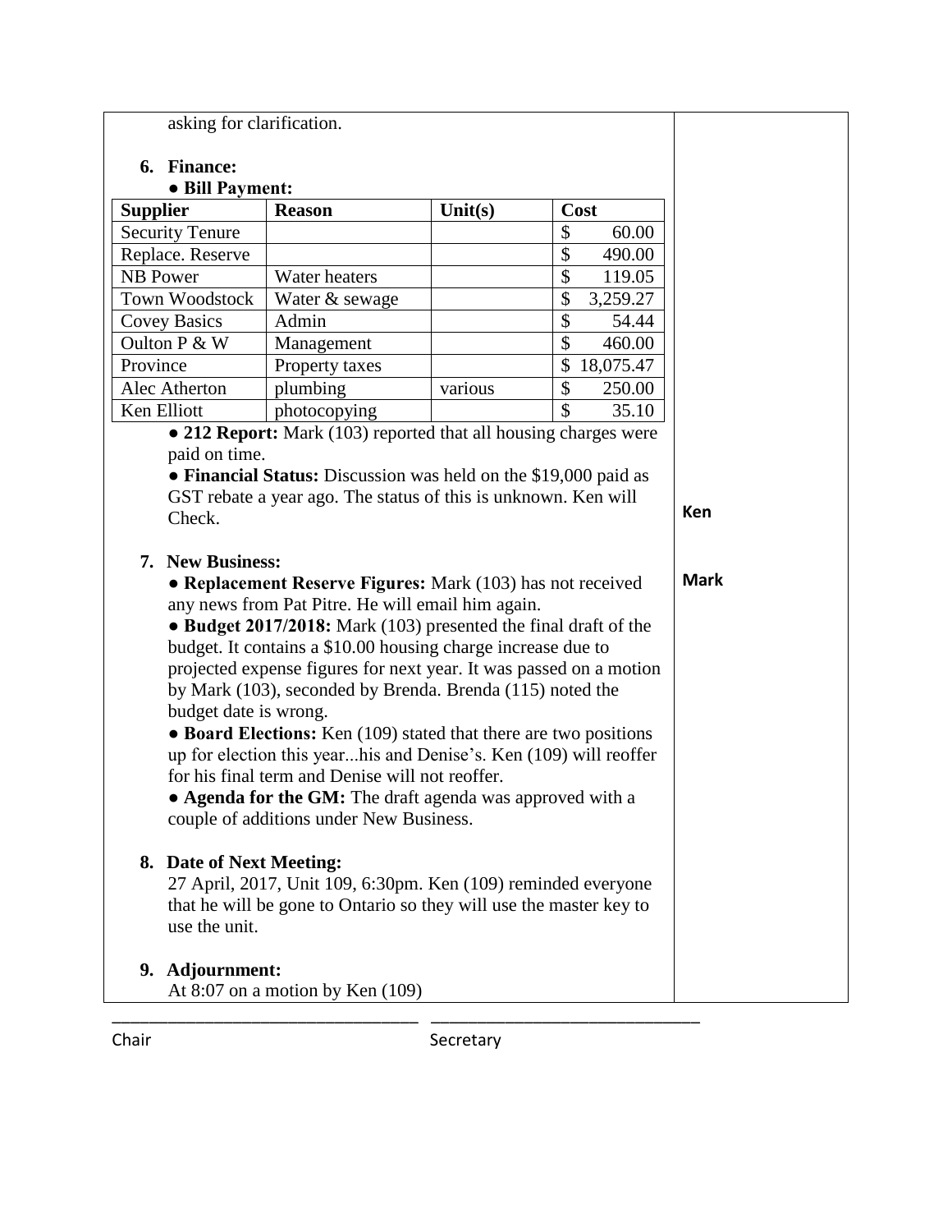asking for clarification.

6. **Finance:**

● **Bill Payment:**

| Supplier | Reason | Unit(s) | Cost |
|---|---|---|---|
| Security Tenure | | | $ 60.00 |
| Replace. Reserve | | | $ 490.00 |
| NB Power | Water heaters | | $ 119.05 |
| Town Woodstock | Water & sewage | | $ 3,259.27 |
| Covey Basics | Admin | | $ 54.44 |
| Oulton P & W | Management | | $ 460.00 |
| Province | Property taxes | | $ 18,075.47 |
| Alec Atherton | plumbing | various | $ 250.00 |
| Ken Elliott | photocopying | | $ 35.10 |

● **212 Report:** Mark (103) reported that all housing charges were paid on time.

● **Financial Status:** Discussion was held on the $19,000 paid as GST rebate a year ago. The status of this is unknown. Ken will Check. — **Ken**

7. **New Business:**

● **Replacement Reserve Figures:** Mark (103) has not received any news from Pat Pitre. He will email him again. — **Mark**

● **Budget 2017/2018:** Mark (103) presented the final draft of the budget. It contains a $10.00 housing charge increase due to projected expense figures for next year. It was passed on a motion by Mark (103), seconded by Brenda. Brenda (115) noted the budget date is wrong.

● **Board Elections:** Ken (109) stated that there are two positions up for election this year...his and Denise's. Ken (109) will reoffer for his final term and Denise will not reoffer.

● **Agenda for the GM:** The draft agenda was approved with a couple of additions under New Business.

8. **Date of Next Meeting:**

27 April, 2017, Unit 109, 6:30pm. Ken (109) reminded everyone that he will be gone to Ontario so they will use the master key to use the unit.

9. **Adjournment:**

At 8:07 on a motion by Ken (109)

\_\_\_\_\_\_\_\_\_\_\_\_\_\_\_\_\_\_\_\_\_\_\_\_\_\_\_\_\_\_ \_\_\_\_\_\_\_\_\_\_\_\_\_\_\_\_\_\_\_\_\_\_\_\_\_\_\_\_\_\_

Chair Secretary